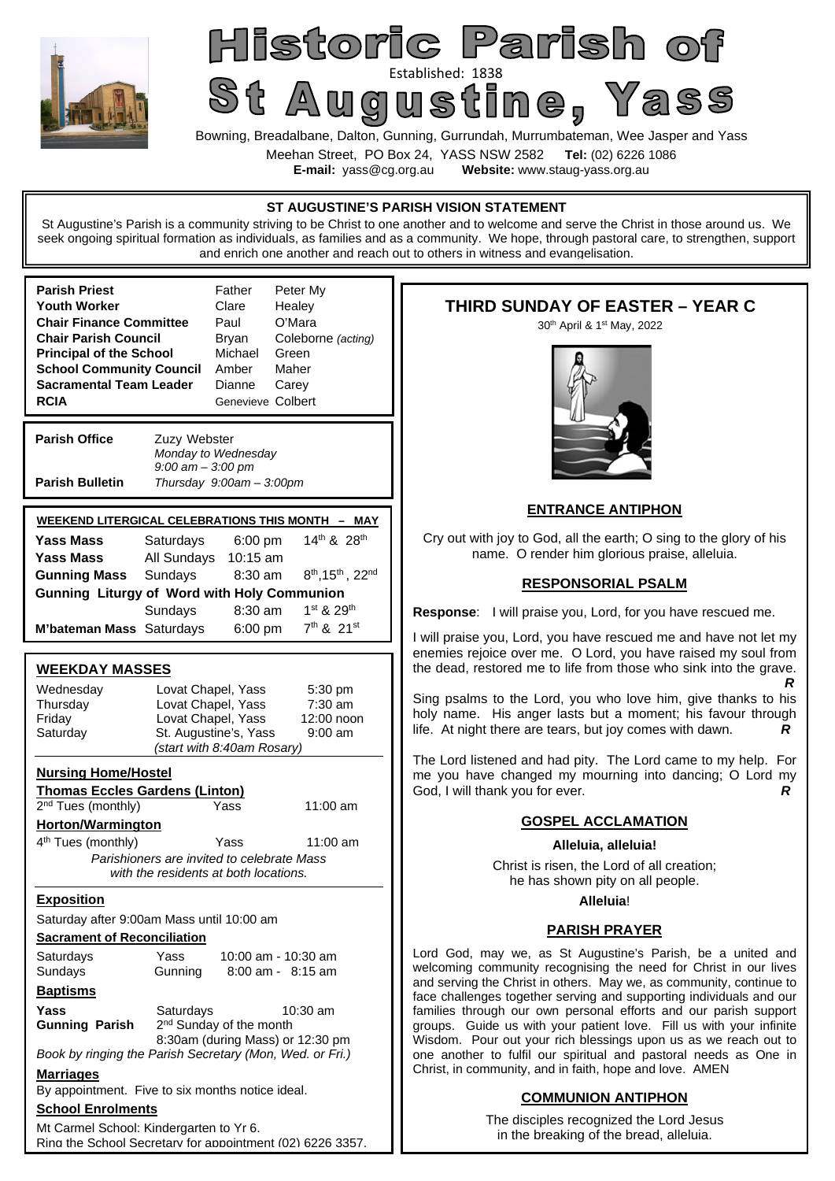# Historic Parish of St Augustine, Yass

Established: 1838

Bowning, Breadalbane, Dalton, Gunning, Gurrundah, Murrumbateman, Wee Jasper and Yass

Meehan Street, PO Box 24, YASS NSW 2582 **Tel:** (02) 6226 1086

**E-mail:** yass@cg.org.au **Website:** www.staug-yass.org.au

## ST AUGUSTINE'S PARISH VISION STATEMENT

St Augustine's Parish is a community striving to be Christ to one another and to welcome and serve the Christ in those around us. We seek ongoing spiritual formation as individuals, as families and as a community. We hope, through pastoral care, to strengthen, support and enrich one another and reach out to others in witness and evangelisation.

| | | |
|---|---|---|
| **Parish Priest** | Father | Peter My |
| **Youth Worker** | Clare | Healey |
| **Chair Finance Committee** | Paul | O'Mara |
| **Chair Parish Council** | Bryan | Coleborne *(acting)* |
| **Principal of the School** | Michael | Green |
| **School Community Council** | Amber | Maher |
| **Sacramental Team Leader** | Dianne | Carey |
| **RCIA** | Genevieve | Colbert |

**Parish Office** Zuzy Webster
*Monday to Wednesday*
*9:00 am – 3:00 pm*

**Parish Bulletin** *Thursday 9:00am – 3:00pm*

**WEEKEND LITERGICAL CELEBRATIONS THIS MONTH – MAY**

| | | | |
|---|---|---|---|
| **Yass Mass** | Saturdays | 6:00 pm | 14th & 28th |
| **Yass Mass** | All Sundays | 10:15 am | |
| **Gunning Mass** | Sundays | 8:30 am | 8th, 15th, 22nd |
| **Gunning Liturgy of Word with Holy Communion** | | | |
| | Sundays | 8:30 am | 1st & 29th |
| **M'bateman Mass** | Saturdays | 6:00 pm | 7th & 21st |

## WEEKDAY MASSES

| | | |
|---|---|---|
| Wednesday | Lovat Chapel, Yass | 5:30 pm |
| Thursday | Lovat Chapel, Yass | 7:30 am |
| Friday | Lovat Chapel, Yass | 12:00 noon |
| Saturday | St. Augustine's, Yass | 9:00 am |

*(start with 8:40am Rosary)*

**Nursing Home/Hostel**

**Thomas Eccles Gardens (Linton)**

2nd Tues (monthly) Yass 11:00 am

**Horton/Warmington**

4th Tues (monthly) Yass 11:00 am

*Parishioners are invited to celebrate Mass with the residents at both locations.*

**Exposition**

Saturday after 9:00am Mass until 10:00 am

**Sacrament of Reconciliation**

| | | |
|---|---|---|
| Saturdays | Yass | 10:00 am - 10:30 am |
| Sundays | Gunning | 8:00 am - 8:15 am |

**Baptisms**

**Yass** Saturdays 10:30 am

**Gunning Parish** 2nd Sunday of the month
8:30am (during Mass) or 12:30 pm

*Book by ringing the Parish Secretary (Mon, Wed. or Fri.)*

**Marriages**

By appointment. Five to six months notice ideal.

**School Enrolments**

Mt Carmel School: Kindergarten to Yr 6.
Ring the School Secretary for appointment (02) 6226 3357.

## THIRD SUNDAY OF EASTER – YEAR C

30th April & 1st May, 2022

### ENTRANCE ANTIPHON

Cry out with joy to God, all the earth; O sing to the glory of his name. O render him glorious praise, alleluia.

### RESPONSORIAL PSALM

**Response**: I will praise you, Lord, for you have rescued me.

I will praise you, Lord, you have rescued me and have not let my enemies rejoice over me. O Lord, you have raised my soul from the dead, restored me to life from those who sink into the grave. ***R***

Sing psalms to the Lord, you who love him, give thanks to his holy name. His anger lasts but a moment; his favour through life. At night there are tears, but joy comes with dawn. ***R***

The Lord listened and had pity. The Lord came to my help. For me you have changed my mourning into dancing; O Lord my God, I will thank you for ever. ***R***

### GOSPEL ACCLAMATION

**Alleluia, alleluia!**

Christ is risen, the Lord of all creation;
he has shown pity on all people.

**Alleluia**!

### PARISH PRAYER

Lord God, may we, as St Augustine's Parish, be a united and welcoming community recognising the need for Christ in our lives and serving the Christ in others. May we, as community, continue to face challenges together serving and supporting individuals and our families through our own personal efforts and our parish support groups. Guide us with your patient love. Fill us with your infinite Wisdom. Pour out your rich blessings upon us as we reach out to one another to fulfil our spiritual and pastoral needs as One in Christ, in community, and in faith, hope and love. AMEN

### COMMUNION ANTIPHON

The disciples recognized the Lord Jesus
in the breaking of the bread, alleluia.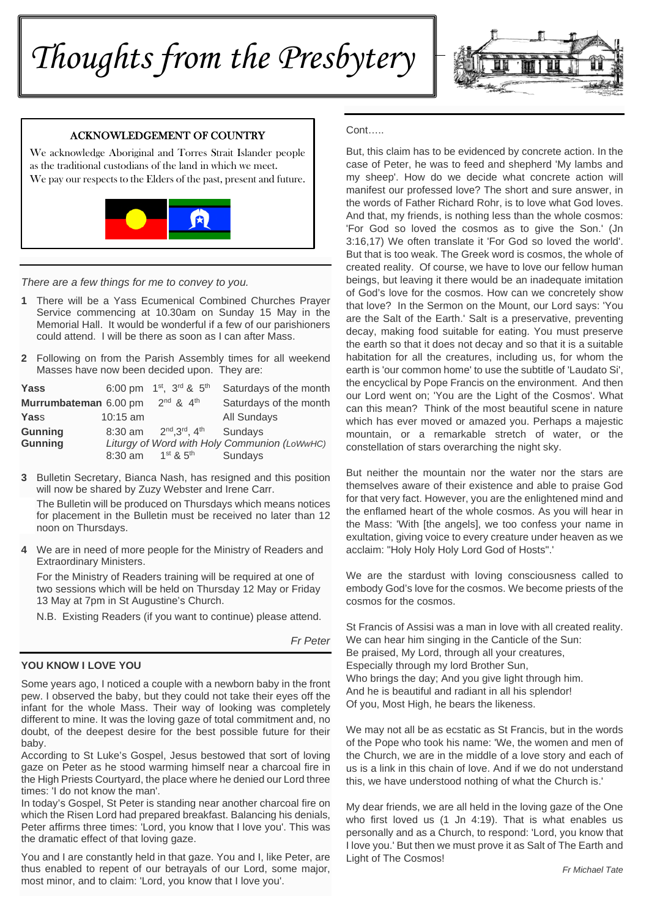# Thoughts from the Presbytery

### ACKNOWLEDGEMENT OF COUNTRY

We acknowledge Aboriginal and Torres Strait Islander people as the traditional custodians of the land in which we meet.
We pay our respects to the Elders of the past, present and future.

*There are a few things for me to convey to you.*

**1** There will be a Yass Ecumenical Combined Churches Prayer Service commencing at 10.30am on Sunday 15 May in the Memorial Hall. It would be wonderful if a few of our parishioners could attend. I will be there as soon as I can after Mass.

**2** Following on from the Parish Assembly times for all weekend Masses have now been decided upon. They are:

| | | | |
|---|---|---|---|
| **Yass** | 6:00 pm | 1st, 3rd & 5th | Saturdays of the month |
| **Murrumbateman** | 6.00 pm | 2nd & 4th | Saturdays of the month |
| **Yass** | 10:15 am | | All Sundays |
| **Gunning** | 8:30 am | 2nd, 3rd, 4th | Sundays |
| **Gunning** | *Liturgy of Word with Holy Communion (LoWwHC)* | | |
| | 8:30 am | 1st & 5th | Sundays |

**3** Bulletin Secretary, Bianca Nash, has resigned and this position will now be shared by Zuzy Webster and Irene Carr.

The Bulletin will be produced on Thursdays which means notices for placement in the Bulletin must be received no later than 12 noon on Thursdays.

**4** We are in need of more people for the Ministry of Readers and Extraordinary Ministers.

For the Ministry of Readers training will be required at one of two sessions which will be held on Thursday 12 May or Friday 13 May at 7pm in St Augustine's Church.

N.B. Existing Readers (if you want to continue) please attend.

*Fr Peter*

### YOU KNOW I LOVE YOU

Some years ago, I noticed a couple with a newborn baby in the front pew. I observed the baby, but they could not take their eyes off the infant for the whole Mass. Their way of looking was completely different to mine. It was the loving gaze of total commitment and, no doubt, of the deepest desire for the best possible future for their baby.

According to St Luke's Gospel, Jesus bestowed that sort of loving gaze on Peter as he stood warming himself near a charcoal fire in the High Priests Courtyard, the place where he denied our Lord three times: 'I do not know the man'.

In today's Gospel, St Peter is standing near another charcoal fire on which the Risen Lord had prepared breakfast. Balancing his denials, Peter affirms three times: 'Lord, you know that I love you'. This was the dramatic effect of that loving gaze.

You and I are constantly held in that gaze. You and I, like Peter, are thus enabled to repent of our betrayals of our Lord, some major, most minor, and to claim: 'Lord, you know that I love you'.

Cont…..

But, this claim has to be evidenced by concrete action. In the case of Peter, he was to feed and shepherd 'My lambs and my sheep'. How do we decide what concrete action will manifest our professed love? The short and sure answer, in the words of Father Richard Rohr, is to love what God loves. And that, my friends, is nothing less than the whole cosmos: 'For God so loved the cosmos as to give the Son.' (Jn 3:16,17) We often translate it 'For God so loved the world'. But that is too weak. The Greek word is cosmos, the whole of created reality. Of course, we have to love our fellow human beings, but leaving it there would be an inadequate imitation of God's love for the cosmos. How can we concretely show that love? In the Sermon on the Mount, our Lord says: 'You are the Salt of the Earth.' Salt is a preservative, preventing decay, making food suitable for eating. You must preserve the earth so that it does not decay and so that it is a suitable habitation for all the creatures, including us, for whom the earth is 'our common home' to use the subtitle of 'Laudato Si', the encyclical by Pope Francis on the environment. And then our Lord went on; 'You are the Light of the Cosmos'. What can this mean? Think of the most beautiful scene in nature which has ever moved or amazed you. Perhaps a majestic mountain, or a remarkable stretch of water, or the constellation of stars overarching the night sky.

But neither the mountain nor the water nor the stars are themselves aware of their existence and able to praise God for that very fact. However, you are the enlightened mind and the enflamed heart of the whole cosmos. As you will hear in the Mass: 'With [the angels], we too confess your name in exultation, giving voice to every creature under heaven as we acclaim: "Holy Holy Holy Lord God of Hosts".'

We are the stardust with loving consciousness called to embody God's love for the cosmos. We become priests of the cosmos for the cosmos.

St Francis of Assisi was a man in love with all created reality. We can hear him singing in the Canticle of the Sun:
Be praised, My Lord, through all your creatures,
Especially through my lord Brother Sun,
Who brings the day; And you give light through him.
And he is beautiful and radiant in all his splendor!
Of you, Most High, he bears the likeness.

We may not all be as ecstatic as St Francis, but in the words of the Pope who took his name: 'We, the women and men of the Church, we are in the middle of a love story and each of us is a link in this chain of love. And if we do not understand this, we have understood nothing of what the Church is.'

My dear friends, we are all held in the loving gaze of the One who first loved us (1 Jn 4:19). That is what enables us personally and as a Church, to respond: 'Lord, you know that I love you.' But then we must prove it as Salt of The Earth and Light of The Cosmos!

*Fr Michael Tate*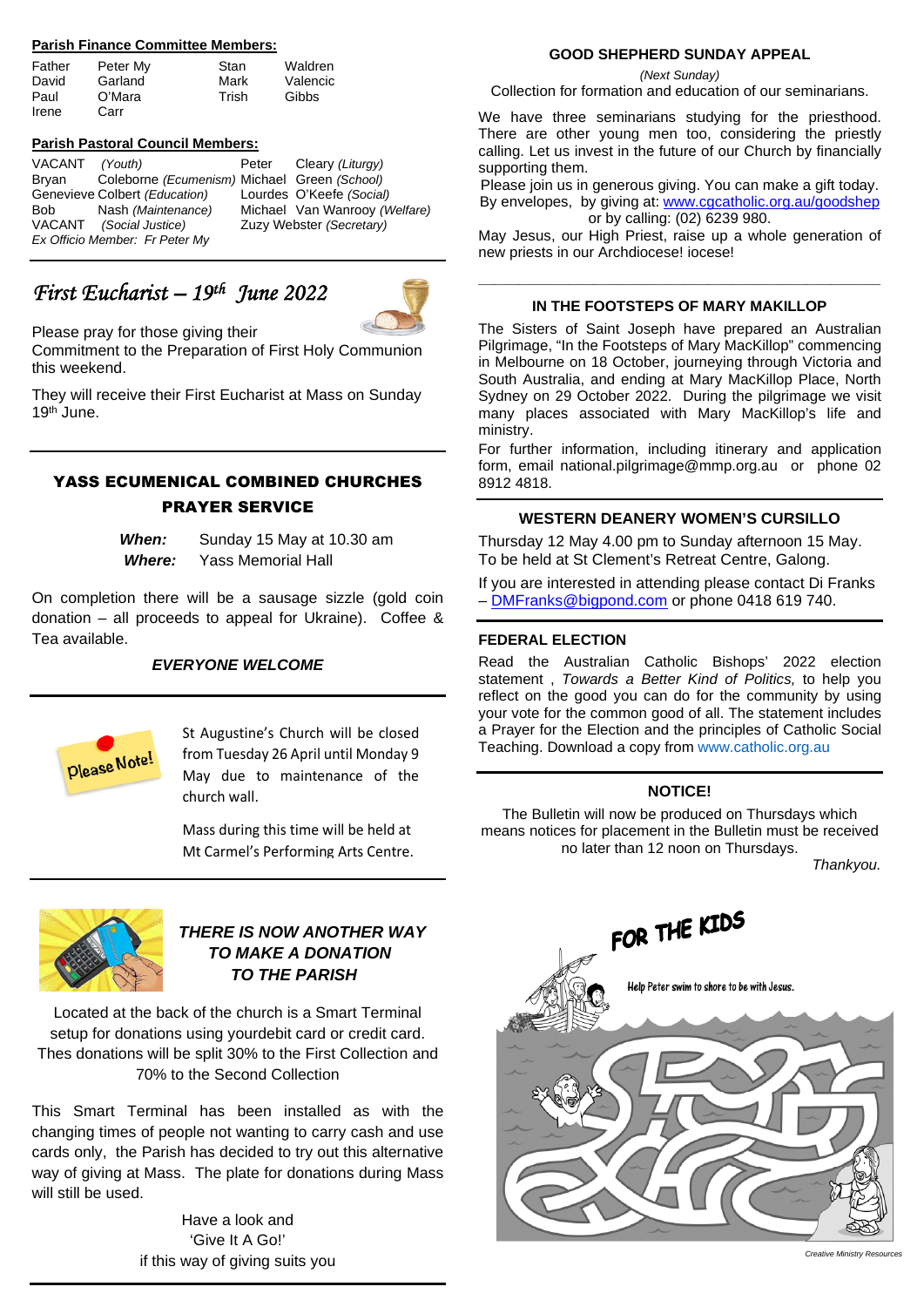**Parish Finance Committee Members:**

| | | | |
|---|---|---|---|
| Father | Peter My | Stan | Waldren |
| David | Garland | Mark | Valencic |
| Paul | O'Mara | Trish | Gibbs |
| Irene | Carr | | |

**Parish Pastoral Council Members:**

| | |
|---|---|
| VACANT *(Youth)* | Peter Cleary *(Liturgy)* |
| Bryan Coleborne *(Ecumenism)* | Michael Green *(School)* |
| Genevieve Colbert *(Education)* | Lourdes O'Keefe *(Social)* |
| Bob Nash *(Maintenance)* | Michael Van Wanrooy *(Welfare)* |
| VACANT *(Social Justice)* | Zuzy Webster *(Secretary)* |

*Ex Officio Member: Fr Peter My*

## *First Eucharist – 19th June 2022*

Please pray for those giving their Commitment to the Preparation of First Holy Communion this weekend.

They will receive their First Eucharist at Mass on Sunday 19th June.

## YASS ECUMENICAL COMBINED CHURCHES PRAYER SERVICE

***When:*** Sunday 15 May at 10.30 am
***Where:*** Yass Memorial Hall

On completion there will be a sausage sizzle (gold coin donation – all proceeds to appeal for Ukraine). Coffee & Tea available.

***EVERYONE WELCOME***

Please Note!

St Augustine's Church will be closed from Tuesday 26 April until Monday 9 May due to maintenance of the church wall.

Mass during this time will be held at Mt Carmel's Performing Arts Centre.

## *THERE IS NOW ANOTHER WAY TO MAKE A DONATION TO THE PARISH*

Located at the back of the church is a Smart Terminal setup for donations using yourdebit card or credit card. Thes donations will be split 30% to the First Collection and 70% to the Second Collection

This Smart Terminal has been installed as with the changing times of people not wanting to carry cash and use cards only, the Parish has decided to try out this alternative way of giving at Mass. The plate for donations during Mass will still be used.

Have a look and
'Give It A Go!'
if this way of giving suits you

## GOOD SHEPHERD SUNDAY APPEAL

*(Next Sunday)*

Collection for formation and education of our seminarians.

We have three seminarians studying for the priesthood. There are other young men too, considering the priestly calling. Let us invest in the future of our Church by financially supporting them.

Please join us in generous giving. You can make a gift today. By envelopes, by giving at: www.cgcatholic.org.au/goodshep or by calling: (02) 6239 980.

May Jesus, our High Priest, raise up a whole generation of new priests in our Archdiocese! iocese!

## IN THE FOOTSTEPS OF MARY MAKILLOP

The Sisters of Saint Joseph have prepared an Australian Pilgrimage, "In the Footsteps of Mary MacKillop" commencing in Melbourne on 18 October, journeying through Victoria and South Australia, and ending at Mary MacKillop Place, North Sydney on 29 October 2022. During the pilgrimage we visit many places associated with Mary MacKillop's life and ministry.

For further information, including itinerary and application form, email national.pilgrimage@mmp.org.au or phone 02 8912 4818.

## WESTERN DEANERY WOMEN'S CURSILLO

Thursday 12 May 4.00 pm to Sunday afternoon 15 May. To be held at St Clement's Retreat Centre, Galong.

If you are interested in attending please contact Di Franks – DMFranks@bigpond.com or phone 0418 619 740.

## FEDERAL ELECTION

Read the Australian Catholic Bishops' 2022 election statement , *Towards a Better Kind of Politics,* to help you reflect on the good you can do for the community by using your vote for the common good of all. The statement includes a Prayer for the Election and the principles of Catholic Social Teaching. Download a copy from www.catholic.org.au

## NOTICE!

The Bulletin will now be produced on Thursdays which means notices for placement in the Bulletin must be received no later than 12 noon on Thursdays.

*Thankyou.*

## FOR THE KIDS

Help Peter swim to shore to be with Jesus.

*Creative Ministry Resources*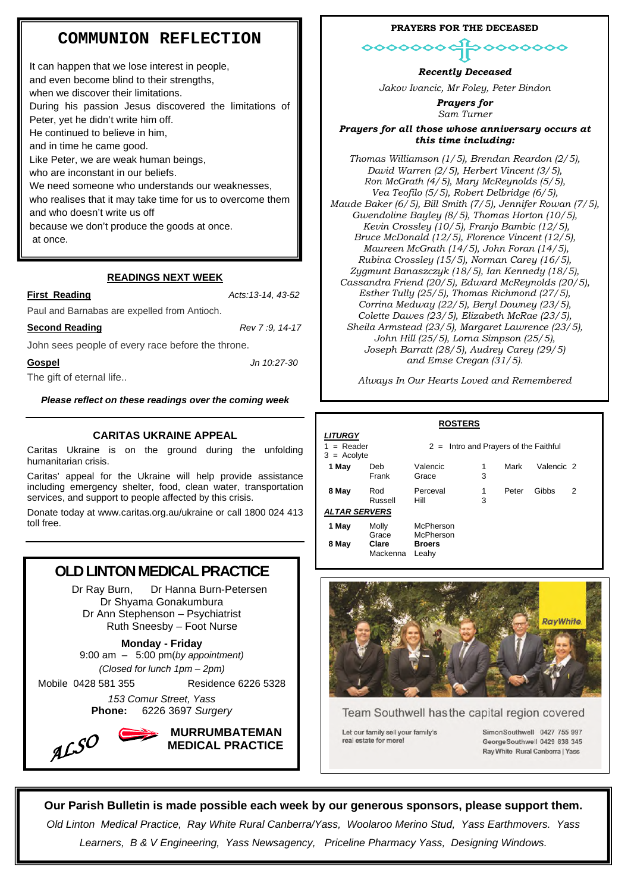# COMMUNION REFLECTION

It can happen that we lose interest in people,
and even become blind to their strengths,
when we discover their limitations.
During his passion Jesus discovered the limitations of Peter, yet he didn't write him off.
He continued to believe in him,
and in time he came good.
Like Peter, we are weak human beings,
who are inconstant in our beliefs.
We need someone who understands our weaknesses,
who realises that it may take time for us to overcome them and who doesn't write us off
because we don't produce the goods at once.
at once.

## READINGS NEXT WEEK

**First Reading** *Acts:13-14, 43-52*

Paul and Barnabas are expelled from Antioch.

**Second Reading** *Rev 7 :9, 14-17*

John sees people of every race before the throne.

**Gospel** *Jn 10:27-30*

The gift of eternal life..

***Please reflect on these readings over the coming week***

## CARITAS UKRAINE APPEAL

Caritas Ukraine is on the ground during the unfolding humanitarian crisis.

Caritas' appeal for the Ukraine will help provide assistance including emergency shelter, food, clean water, transportation services, and support to people affected by this crisis.

Donate today at www.caritas.org.au/ukraine or call 1800 024 413 toll free.

## OLD LINTON MEDICAL PRACTICE

Dr Ray Burn, Dr Hanna Burn-Petersen
Dr Shyama Gonakumbura
Dr Ann Stephenson – Psychiatrist
Ruth Sneesby – Foot Nurse

**Monday - Friday**
9:00 am – 5:00 pm(*by appointment*)
*(Closed for lunch 1pm – 2pm)*

Mobile 0428 581 355 Residence 6226 5328

*153 Comur Street, Yass*
**Phone:** 6226 3697 *Surgery*

ALSO **MURRUMBATEMAN MEDICAL PRACTICE**

## PRAYERS FOR THE DECEASED

***Recently Deceased***
*Jakov Ivancic, Mr Foley, Peter Bindon*

***Prayers for***
*Sam Turner*

***Prayers for all those whose anniversary occurs at this time including:***

*Thomas Williamson (1/5), Brendan Reardon (2/5), David Warren (2/5), Herbert Vincent (3/5), Ron McGrath (4/5), Mary McReynolds (5/5), Vea Teofilo (5/5), Robert Delbridge (6/5), Maude Baker (6/5), Bill Smith (7/5), Jennifer Rowan (7/5), Gwendoline Bayley (8/5), Thomas Horton (10/5), Kevin Crossley (10/5), Franjo Bambic (12/5), Bruce McDonald (12/5), Florence Vincent (12/5), Maureen McGrath (14/5), John Foran (14/5), Rubina Crossley (15/5), Norman Carey (16/5), Zygmunt Banaszczyk (18/5), Ian Kennedy (18/5), Cassandra Friend (20/5), Edward McReynolds (20/5), Esther Tully (25/5), Thomas Richmond (27/5), Corrina Medway (22/5), Beryl Downey (23/5), Colette Dawes (23/5), Elizabeth McRae (23/5), Sheila Armstead (23/5), Margaret Lawrence (23/5), John Hill (23/5), Lorna Simpson (25/5), Joseph Barratt (28/5), Audrey Carey (29/5) and Emse Cregan (31/5).*

*Always In Our Hearts Loved and Remembered*

## ROSTERS

***LITURGY***

1 = Reader 2 = Intro and Prayers of the Faithful
3 = Acolyte

| | | | | | | |
|---|---|---|---|---|---|---|
| **1 May** | Deb<br>Frank | Valencic<br>Grace | 1<br>3 | Mark | Valencic | 2 |
| **8 May** | Rod<br>Russell | Perceval<br>Hill | 1<br>3 | Peter | Gibbs | 2 |

***ALTAR SERVERS***

| | | |
|---|---|---|
| **1 May** | Molly<br>Grace | McPherson<br>McPherson |
| **8 May** | **Clare**<br>Mackenna | **Broers**<br>Leahy |

RayWhite.

Team Southwell has the capital region covered

Let our family sell your family's real estate for more!

Simon Southwell 0427 755 997
George Southwell 0429 838 345
Ray White Rural Canberra | Yass

**Our Parish Bulletin is made possible each week by our generous sponsors, please support them.**

*Old Linton Medical Practice, Ray White Rural Canberra/Yass, Woolaroo Merino Stud, Yass Earthmovers. Yass Learners, B & V Engineering, Yass Newsagency, Priceline Pharmacy Yass, Designing Windows.*